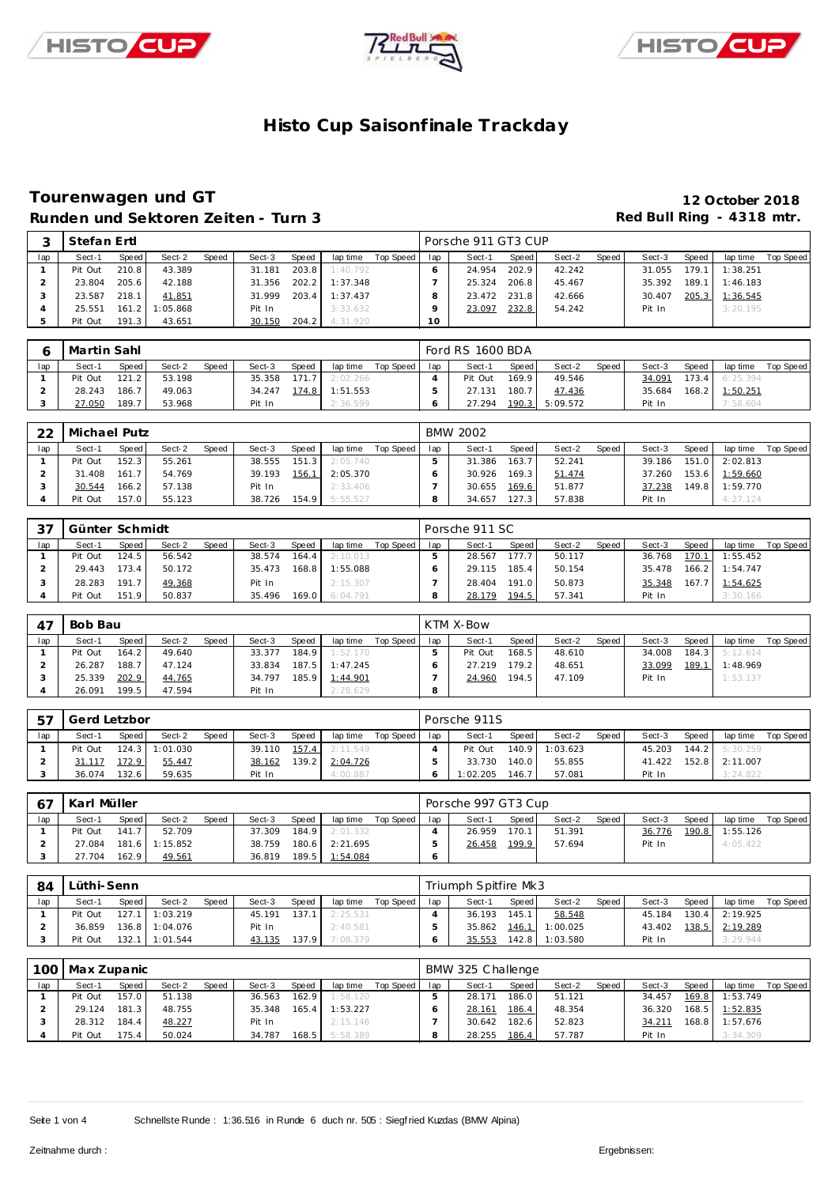# Histo Cup Saisonfinale Trackday

## Tourenwagen und GT

**Runden und Sektoren Zeiten - Turn 3**

**12 October 2018**

**Red Bull Ring - 4318 mtr.**

| 3 | Stefan Ertl | | | | | | | | | Porsche 911 GT3 CUP | | | | | | | | |
|---|---|---|---|---|---|---|---|---|---|---|---|---|---|---|---|---|---|---|
| lap | Sect-1 | Speed | Sect-2 | Speed | Sect-3 | Speed | lap time | Top Speed | lap | Sect-1 | Speed | Sect-2 | Speed | Sect-3 | Speed | lap time | Top Speed |
| 1 | Pit Out | 210.8 | 43.389 | | 31.181 | 203.8 | 1:40.792 | | 6 | 24.954 | 202.9 | 42.242 | | 31.055 | 179.1 | 1:38.251 | |
| 2 | 23.804 | 205.6 | 42.188 | | 31.356 | 202.2 | 1:37.348 | | 7 | 25.324 | 206.8 | 45.467 | | 35.392 | 189.1 | 1:46.183 | |
| 3 | 23.587 | 218.1 | 41.851 | | 31.999 | 203.4 | 1:37.437 | | 8 | 23.472 | 231.8 | 42.666 | | 30.407 | 205.3 | 1:36.545 | |
| 4 | 25.551 | 161.2 | 1:05.868 | | Pit In | | 3:33.632 | | 9 | 23.097 | 232.8 | 54.242 | | Pit In | | 3:20.195 | |
| 5 | Pit Out | 191.3 | 43.651 | | 30.150 | 204.2 | 4:31.920 | | 10 | | | | | | | | |

| 6 | Martin Sahl | | | | | | | | | Ford RS 1600 BDA | | | | | | | | |
|---|---|---|---|---|---|---|---|---|---|---|---|---|---|---|---|---|---|
| lap | Sect-1 | Speed | Sect-2 | Speed | Sect-3 | Speed | lap time | Top Speed | lap | Sect-1 | Speed | Sect-2 | Speed | Sect-3 | Speed | lap time | Top Speed |
| 1 | Pit Out | 121.2 | 53.198 | | 35.358 | 171.7 | 2:02.266 | | 4 | Pit Out | 169.9 | 49.546 | | 34.091 | 173.4 | 6:25.394 | |
| 2 | 28.243 | 186.7 | 49.063 | | 34.247 | 174.8 | 1:51.553 | | 5 | 27.131 | 180.7 | 47.436 | | 35.684 | 168.2 | 1:50.251 | |
| 3 | 27.050 | 189.7 | 53.968 | | Pit In | | 2:36.599 | | 6 | 27.294 | 190.3 | 5:09.572 | | Pit In | | 7:58.604 | |

| 22 | Michael Putz | | | | | | | | | BMW 2002 | | | | | | | | |
|---|---|---|---|---|---|---|---|---|---|---|---|---|---|---|---|---|---|
| lap | Sect-1 | Speed | Sect-2 | Speed | Sect-3 | Speed | lap time | Top Speed | lap | Sect-1 | Speed | Sect-2 | Speed | Sect-3 | Speed | lap time | Top Speed |
| 1 | Pit Out | 152.3 | 55.261 | | 38.555 | 151.3 | 2:05.740 | | 5 | 31.386 | 163.7 | 52.241 | | 39.186 | 151.0 | 2:02.813 | |
| 2 | 31.408 | 161.7 | 54.769 | | 39.193 | 156.1 | 2:05.370 | | 6 | 30.926 | 169.3 | 51.474 | | 37.260 | 153.6 | 1:59.660 | |
| 3 | 30.544 | 166.2 | 57.138 | | Pit In | | 2:33.406 | | 7 | 30.655 | 169.6 | 51.877 | | 37.238 | 149.8 | 1:59.770 | |
| 4 | Pit Out | 157.0 | 55.123 | | 38.726 | 154.9 | 5:55.527 | | 8 | 34.657 | 127.3 | 57.838 | | Pit In | | 4:27.124 | |

| 37 | Günter Schmidt | | | | | | | | | Porsche 911 SC | | | | | | | | |
|---|---|---|---|---|---|---|---|---|---|---|---|---|---|---|---|---|---|
| lap | Sect-1 | Speed | Sect-2 | Speed | Sect-3 | Speed | lap time | Top Speed | lap | Sect-1 | Speed | Sect-2 | Speed | Sect-3 | Speed | lap time | Top Speed |
| 1 | Pit Out | 124.5 | 56.542 | | 38.574 | 164.4 | 2:10.013 | | 5 | 28.567 | 177.7 | 50.117 | | 36.768 | 170.1 | 1:55.452 | |
| 2 | 29.443 | 173.4 | 50.172 | | 35.473 | 168.8 | 1:55.088 | | 6 | 29.115 | 185.4 | 50.154 | | 35.478 | 166.2 | 1:54.747 | |
| 3 | 28.283 | 191.7 | 49.368 | | Pit In | | 2:15.307 | | 7 | 28.404 | 191.0 | 50.873 | | 35.348 | 167.7 | 1:54.625 | |
| 4 | Pit Out | 151.9 | 50.837 | | 35.496 | 169.0 | 6:04.791 | | 8 | 28.179 | 194.5 | 57.341 | | Pit In | | 3:30.166 | |

| 47 | Bob Bau | | | | | | | | | KTM X-Bow | | | | | | | | |
|---|---|---|---|---|---|---|---|---|---|---|---|---|---|---|---|---|---|
| lap | Sect-1 | Speed | Sect-2 | Speed | Sect-3 | Speed | lap time | Top Speed | lap | Sect-1 | Speed | Sect-2 | Speed | Sect-3 | Speed | lap time | Top Speed |
| 1 | Pit Out | 164.2 | 49.640 | | 33.377 | 184.9 | 1:52.170 | | 5 | Pit Out | 168.5 | 48.610 | | 34.008 | 184.3 | 5:12.614 | |
| 2 | 26.287 | 188.7 | 47.124 | | 33.834 | 187.5 | 1:47.245 | | 6 | 27.219 | 179.2 | 48.651 | | 33.099 | 189.1 | 1:48.969 | |
| 3 | 25.339 | 202.9 | 44.765 | | 34.797 | 185.9 | 1:44.901 | | 7 | 24.960 | 194.5 | 47.109 | | Pit In | | 1:53.137 | |
| 4 | 26.091 | 199.5 | 47.594 | | Pit In | | 2:28.629 | | 8 | | | | | | | | |

| 57 | Gerd Letzbor | | | | | | | | | Porsche 911S | | | | | | | | |
|---|---|---|---|---|---|---|---|---|---|---|---|---|---|---|---|---|---|
| lap | Sect-1 | Speed | Sect-2 | Speed | Sect-3 | Speed | lap time | Top Speed | lap | Sect-1 | Speed | Sect-2 | Speed | Sect-3 | Speed | lap time | Top Speed |
| 1 | Pit Out | 124.3 | 1:01.030 | | 39.110 | 157.4 | 2:11.549 | | 4 | Pit Out | 140.9 | 1:03.623 | | 45.203 | 144.2 | 5:30.259 | |
| 2 | 31.117 | 172.9 | 55.447 | | 38.162 | 139.2 | 2:04.726 | | 5 | 33.730 | 140.0 | 55.855 | | 41.422 | 152.8 | 2:11.007 | |
| 3 | 36.074 | 132.6 | 59.635 | | Pit In | | 4:00.887 | | 6 | 1:02.205 | 146.7 | 57.081 | | Pit In | | 3:24.822 | |

| 67 | Karl Müller | | | | | | | | | Porsche 997 GT3 Cup | | | | | | | | |
|---|---|---|---|---|---|---|---|---|---|---|---|---|---|---|---|---|---|
| lap | Sect-1 | Speed | Sect-2 | Speed | Sect-3 | Speed | lap time | Top Speed | lap | Sect-1 | Speed | Sect-2 | Speed | Sect-3 | Speed | lap time | Top Speed |
| 1 | Pit Out | 141.7 | 52.709 | | 37.309 | 184.9 | 2:01.332 | | 4 | 26.959 | 170.1 | 51.391 | | 36.776 | 190.8 | 1:55.126 | |
| 2 | 27.084 | 181.6 | 1:15.852 | | 38.759 | 180.6 | 2:21.695 | | 5 | 26.458 | 199.9 | 57.694 | | Pit In | | 4:05.422 | |
| 3 | 27.704 | 162.9 | 49.561 | | 36.819 | 189.5 | 1:54.084 | | 6 | | | | | | | | |

| 84 | Lüthi-Senn | | | | | | | | | Triumph Spitfire Mk3 | | | | | | | | |
|---|---|---|---|---|---|---|---|---|---|---|---|---|---|---|---|---|---|
| lap | Sect-1 | Speed | Sect-2 | Speed | Sect-3 | Speed | lap time | Top Speed | lap | Sect-1 | Speed | Sect-2 | Speed | Sect-3 | Speed | lap time | Top Speed |
| 1 | Pit Out | 127.1 | 1:03.219 | | 45.191 | 137.1 | 2:25.531 | | 4 | 36.193 | 145.1 | 58.548 | | 45.184 | 130.4 | 2:19.925 | |
| 2 | 36.859 | 136.8 | 1:04.076 | | Pit In | | 2:40.581 | | 5 | 35.862 | 146.1 | 1:00.025 | | 43.402 | 138.5 | 2:19.289 | |
| 3 | Pit Out | 132.1 | 1:01.544 | | 43.135 | 137.9 | 7:08.379 | | 6 | 35.553 | 142.8 | 1:03.580 | | Pit In | | 3:29.944 | |

| 100 | Max Zupanic | | | | | | | | | BMW 325 Challenge | | | | | | | | |
|---|---|---|---|---|---|---|---|---|---|---|---|---|---|---|---|---|---|
| lap | Sect-1 | Speed | Sect-2 | Speed | Sect-3 | Speed | lap time | Top Speed | lap | Sect-1 | Speed | Sect-2 | Speed | Sect-3 | Speed | lap time | Top Speed |
| 1 | Pit Out | 157.0 | 51.138 | | 36.563 | 162.9 | 1:58.120 | | 5 | 28.171 | 186.0 | 51.121 | | 34.457 | 169.8 | 1:53.749 | |
| 2 | 29.124 | 181.3 | 48.755 | | 35.348 | 165.4 | 1:53.227 | | 6 | 28.161 | 186.4 | 48.354 | | 36.320 | 168.5 | 1:52.835 | |
| 3 | 28.312 | 184.4 | 48.227 | | Pit In | | 2:15.146 | | 7 | 30.642 | 182.6 | 52.823 | | 34.211 | 168.8 | 1:57.676 | |
| 4 | Pit Out | 175.4 | 50.024 | | 34.787 | 168.5 | 5:58.389 | | 8 | 28.255 | 186.4 | 57.787 | | Pit In | | 3:34.309 | |

Schnellste Runde : 1:36.516 in Runde 6 duch nr. 505 : Siegfried Kuzdas (BMW Alpina)

Zeitnahme durch :

Ergebnissen: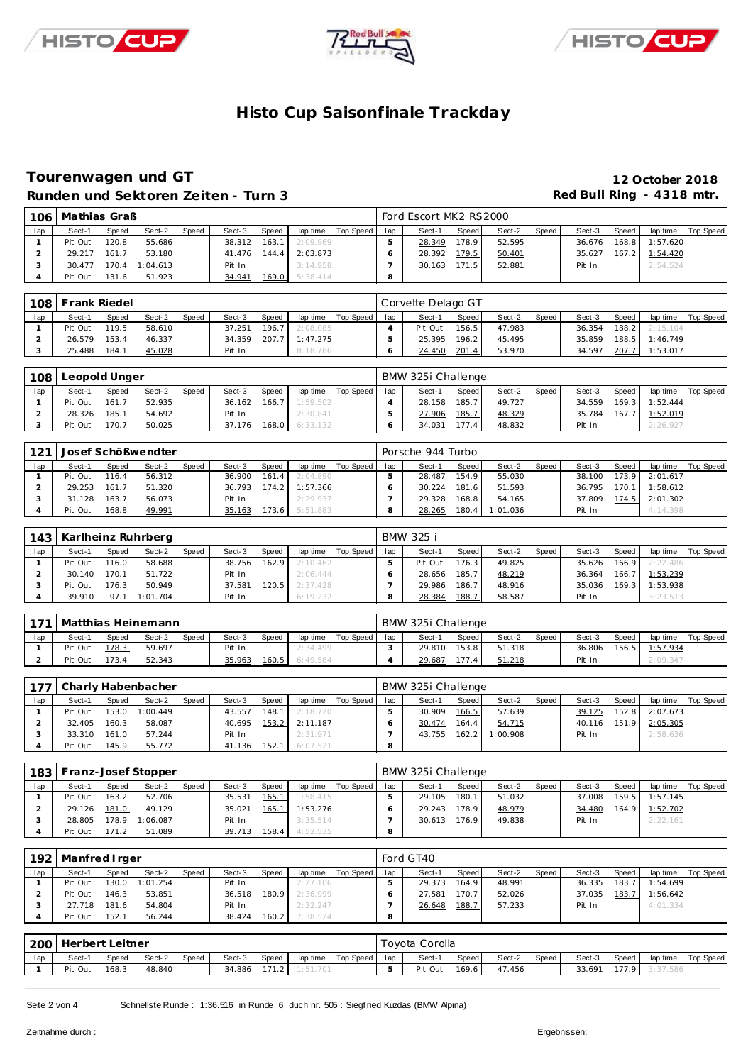# Histo Cup Saisonfinale Trackday

## Tourenwagen und GT

**12 October 2018**

### Runden und Sektoren Zeiten - Turn 3

**Red Bull Ring - 4318 mtr.**

| 106 | Mathias Graß | | | | | | | | Ford Escort MK2 RS2000 | | | | | | | | |
|---|---|---|---|---|---|---|---|---|---|---|---|---|---|---|---|---|---|
| lap | Sect-1 | Speed | Sect-2 | Speed | Sect-3 | Speed | lap time | Top Speed | lap | Sect-1 | Speed | Sect-2 | Speed | Sect-3 | Speed | lap time | Top Speed |
| 1 | Pit Out | 120.8 | 55.686 | | 38.312 | 163.1 | 2:09.969 | | 5 | 28.349 | 178.9 | 52.595 | | 36.676 | 168.8 | 1:57.620 | |
| 2 | 29.217 | 161.7 | 53.180 | | 41.476 | 144.4 | 2:03.873 | | 6 | 28.392 | 179.5 | 50.401 | | 35.627 | 167.2 | 1:54.420 | |
| 3 | 30.477 | 170.4 | 1:04.613 | | Pit In | | 3:14.958 | | 7 | 30.163 | 171.5 | 52.881 | | Pit In | | 2:54.524 | |
| 4 | Pit Out | 131.6 | 51.923 | | 34.941 | 169.0 | 5:38.414 | | 8 | | | | | | | | |

| 108 | Frank Riedel | | | | | | | | Corvette Delago GT | | | | | | | | |
|---|---|---|---|---|---|---|---|---|---|---|---|---|---|---|---|---|---|
| lap | Sect-1 | Speed | Sect-2 | Speed | Sect-3 | Speed | lap time | Top Speed | lap | Sect-1 | Speed | Sect-2 | Speed | Sect-3 | Speed | lap time | Top Speed |
| 1 | Pit Out | 119.5 | 58.610 | | 37.251 | 196.7 | 2:08.085 | | 4 | Pit Out | 156.5 | 47.983 | | 36.354 | 188.2 | 2:15.104 | |
| 2 | 26.579 | 153.4 | 46.337 | | 34.359 | 207.7 | 1:47.275 | | 5 | 25.395 | 196.2 | 45.495 | | 35.859 | 188.5 | 1:46.749 | |
| 3 | 25.488 | 184.1 | 45.028 | | Pit In | | 8:18.786 | | 6 | 24.450 | 201.4 | 53.970 | | 34.597 | 207.7 | 1:53.017 | |

| 108 | Leopold Unger | | | | | | | | BMW 325i Challenge | | | | | | | | |
|---|---|---|---|---|---|---|---|---|---|---|---|---|---|---|---|---|---|
| lap | Sect-1 | Speed | Sect-2 | Speed | Sect-3 | Speed | lap time | Top Speed | lap | Sect-1 | Speed | Sect-2 | Speed | Sect-3 | Speed | lap time | Top Speed |
| 1 | Pit Out | 161.7 | 52.935 | | 36.162 | 166.7 | 1:59.502 | | 4 | 28.158 | 185.7 | 49.727 | | 34.559 | 169.3 | 1:52.444 | |
| 2 | 28.326 | 185.1 | 54.692 | | Pit In | | 2:30.841 | | 5 | 27.906 | 185.7 | 48.329 | | 35.784 | 167.7 | 1:52.019 | |
| 3 | Pit Out | 170.7 | 50.025 | | 37.176 | 168.0 | 6:33.132 | | 6 | 34.031 | 177.4 | 48.832 | | Pit In | | 2:26.927 | |

| 121 | Josef Schößwendter | | | | | | | | Porsche 944 Turbo | | | | | | | | |
|---|---|---|---|---|---|---|---|---|---|---|---|---|---|---|---|---|---|
| lap | Sect-1 | Speed | Sect-2 | Speed | Sect-3 | Speed | lap time | Top Speed | lap | Sect-1 | Speed | Sect-2 | Speed | Sect-3 | Speed | lap time | Top Speed |
| 1 | Pit Out | 116.4 | 56.312 | | 36.900 | 161.4 | 2:04.890 | | 5 | 28.487 | 154.9 | 55.030 | | 38.100 | 173.9 | 2:01.617 | |
| 2 | 29.253 | 161.7 | 51.320 | | 36.793 | 174.2 | 1:57.366 | | 6 | 30.224 | 181.6 | 51.593 | | 36.795 | 170.1 | 1:58.612 | |
| 3 | 31.128 | 163.7 | 56.073 | | Pit In | | 2:29.937 | | 7 | 29.328 | 168.8 | 54.165 | | 37.809 | 174.5 | 2:01.302 | |
| 4 | Pit Out | 168.8 | 49.991 | | 35.163 | 173.6 | 5:51.883 | | 8 | 28.265 | 180.4 | 1:01.036 | | Pit In | | 4:14.398 | |

| 143 | Karlheinz Ruhrberg | | | | | | | | BMW 325 i | | | | | | | | |
|---|---|---|---|---|---|---|---|---|---|---|---|---|---|---|---|---|---|
| lap | Sect-1 | Speed | Sect-2 | Speed | Sect-3 | Speed | lap time | Top Speed | lap | Sect-1 | Speed | Sect-2 | Speed | Sect-3 | Speed | lap time | Top Speed |
| 1 | Pit Out | 116.0 | 58.688 | | 38.756 | 162.9 | 2:10.462 | | 5 | Pit Out | 176.3 | 49.825 | | 35.626 | 166.9 | 2:22.486 | |
| 2 | 30.140 | 170.1 | 51.722 | | Pit In | | 2:06.444 | | 6 | 28.656 | 185.7 | 48.219 | | 36.364 | 166.7 | 1:53.239 | |
| 3 | Pit Out | 176.3 | 50.949 | | 37.581 | 120.5 | 2:37.428 | | 7 | 29.986 | 186.7 | 48.916 | | 35.036 | 169.3 | 1:53.938 | |
| 4 | 39.910 | 97.1 | 1:01.704 | | Pit In | | 6:19.232 | | 8 | 28.384 | 188.7 | 58.587 | | Pit In | | 3:23.513 | |

| 171 | Matthias Heinemann | | | | | | | | BMW 325i Challenge | | | | | | | | |
|---|---|---|---|---|---|---|---|---|---|---|---|---|---|---|---|---|---|
| lap | Sect-1 | Speed | Sect-2 | Speed | Sect-3 | Speed | lap time | Top Speed | lap | Sect-1 | Speed | Sect-2 | Speed | Sect-3 | Speed | lap time | Top Speed |
| 1 | Pit Out | 178.3 | 59.697 | | Pit In | | 2:34.499 | | 3 | 29.810 | 153.8 | 51.318 | | 36.806 | 156.5 | 1:57.934 | |
| 2 | Pit Out | 173.4 | 52.343 | | 35.963 | 160.5 | 6:49.584 | | 4 | 29.687 | 177.4 | 51.218 | | Pit In | | 2:09.347 | |

| 177 | Charly Habenbacher | | | | | | | | BMW 325i Challenge | | | | | | | | |
|---|---|---|---|---|---|---|---|---|---|---|---|---|---|---|---|---|---|
| lap | Sect-1 | Speed | Sect-2 | Speed | Sect-3 | Speed | lap time | Top Speed | lap | Sect-1 | Speed | Sect-2 | Speed | Sect-3 | Speed | lap time | Top Speed |
| 1 | Pit Out | 153.0 | 1:00.449 | | 43.557 | 148.1 | 2:18.720 | | 5 | 30.909 | 166.5 | 57.639 | | 39.125 | 152.8 | 2:07.673 | |
| 2 | 32.405 | 160.3 | 58.087 | | 40.695 | 153.2 | 2:11.187 | | 6 | 30.474 | 164.4 | 54.715 | | 40.116 | 151.9 | 2:05.305 | |
| 3 | 33.310 | 161.0 | 57.244 | | Pit In | | 2:31.971 | | 7 | 43.755 | 162.2 | 1:00.908 | | Pit In | | 2:58.636 | |
| 4 | Pit Out | 145.9 | 55.772 | | 41.136 | 152.1 | 6:07.521 | | 8 | | | | | | | | |

| 183 | Franz-Josef Stopper | | | | | | | | BMW 325i Challenge | | | | | | | | |
|---|---|---|---|---|---|---|---|---|---|---|---|---|---|---|---|---|---|
| lap | Sect-1 | Speed | Sect-2 | Speed | Sect-3 | Speed | lap time | Top Speed | lap | Sect-1 | Speed | Sect-2 | Speed | Sect-3 | Speed | lap time | Top Speed |
| 1 | Pit Out | 163.2 | 52.706 | | 35.531 | 165.1 | 1:58.415 | | 5 | 29.105 | 180.1 | 51.032 | | 37.008 | 159.5 | 1:57.145 | |
| 2 | 29.126 | 181.0 | 49.129 | | 35.021 | 165.1 | 1:53.276 | | 6 | 29.243 | 178.9 | 48.979 | | 34.480 | 164.9 | 1:52.702 | |
| 3 | 28.805 | 178.9 | 1:06.087 | | Pit In | | 3:35.514 | | 7 | 30.613 | 176.9 | 49.838 | | Pit In | | 2:22.161 | |
| 4 | Pit Out | 171.2 | 51.089 | | 39.713 | 158.4 | 4:52.535 | | 8 | | | | | | | | |

| 192 | Manfred Irger | | | | | | | | Ford GT40 | | | | | | | | |
|---|---|---|---|---|---|---|---|---|---|---|---|---|---|---|---|---|---|
| lap | Sect-1 | Speed | Sect-2 | Speed | Sect-3 | Speed | lap time | Top Speed | lap | Sect-1 | Speed | Sect-2 | Speed | Sect-3 | Speed | lap time | Top Speed |
| 1 | Pit Out | 130.0 | 1:01.254 | | Pit In | | 2:27.106 | | 5 | 29.373 | 164.9 | 48.991 | | 36.335 | 183.7 | 1:54.699 | |
| 2 | Pit Out | 146.3 | 53.851 | | 36.518 | 180.9 | 2:36.999 | | 6 | 27.581 | 170.7 | 52.026 | | 37.035 | 183.7 | 1:56.642 | |
| 3 | 27.718 | 181.6 | 54.804 | | Pit In | | 2:32.247 | | 7 | 26.648 | 188.7 | 57.233 | | Pit In | | 4:01.334 | |
| 4 | Pit Out | 152.1 | 56.244 | | 38.424 | 160.2 | 7:38.524 | | 8 | | | | | | | | |

| 200 | Herbert Leitner | | | | | | | | Toyota Corolla | | | | | | | | |
|---|---|---|---|---|---|---|---|---|---|---|---|---|---|---|---|---|---|
| lap | Sect-1 | Speed | Sect-2 | Speed | Sect-3 | Speed | lap time | Top Speed | lap | Sect-1 | Speed | Sect-2 | Speed | Sect-3 | Speed | lap time | Top Speed |
| 1 | Pit Out | 168.3 | 48.840 | | 34.886 | 171.2 | 1:51.701 | | 5 | Pit Out | 169.6 | 47.456 | | 33.691 | 177.9 | 3:37.586 | |

Schnellste Runde : 1:36.516 in Runde 6 duch nr. 505 : Siegfried Kuzdas (BMW Alpina)

Zeitnahme durch :

Ergebnissen: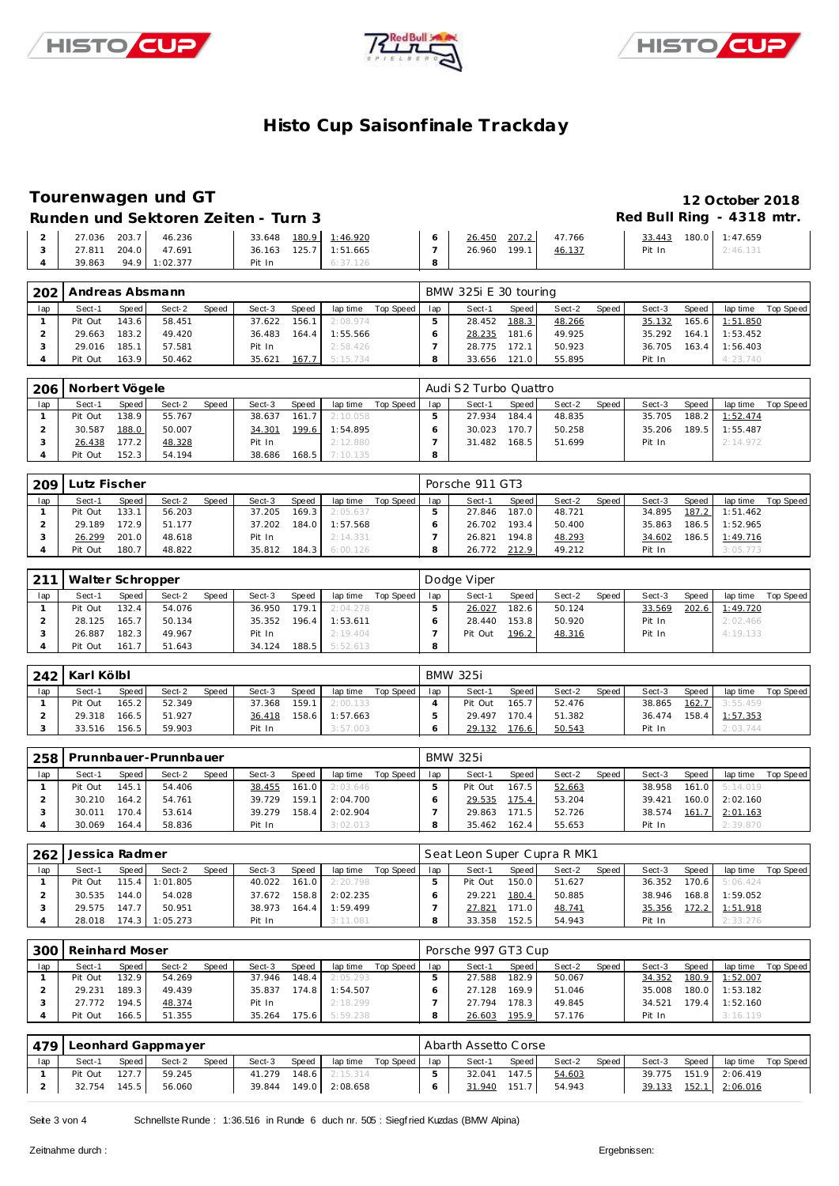# Histo Cup Saisonfinale Trackday

## Tourenwagen und GT

**12 October 2018**

### Runden und Sektoren Zeiten - Turn 3

**Red Bull Ring - 4318 mtr.**

| lap | Sect-1 | Speed | Sect-2 | Speed | Sect-3 | Speed | lap time | Top Speed | lap | Sect-1 | Speed | Sect-2 | Speed | Sect-3 | Speed | lap time | Top Speed |
|---|---|---|---|---|---|---|---|---|---|---|---|---|---|---|---|---|---|
| 2 | 27.036 | 203.7 | 46.236 | | 33.648 | 180.9 | 1:46.920 | | 6 | 26.450 | 207.2 | 47.766 | | 33.443 | 180.0 | 1:47.659 | |
| 3 | 27.811 | 204.0 | 47.691 | | 36.163 | 125.7 | 1:51.665 | | 7 | 26.960 | 199.1 | 46.137 | | Pit In | | 2:46.131 | |
| 4 | 39.863 | 94.9 | 1:02.377 | | Pit In | | 6:37.126 | | 8 | | | | | | | | |

**202 Andreas Absmann** — BMW 325i E 30 touring

| lap | Sect-1 | Speed | Sect-2 | Speed | Sect-3 | Speed | lap time | Top Speed | lap | Sect-1 | Speed | Sect-2 | Speed | Sect-3 | Speed | lap time | Top Speed |
|---|---|---|---|---|---|---|---|---|---|---|---|---|---|---|---|---|---|
| 1 | Pit Out | 143.6 | 58.451 | | 37.622 | 156.1 | 2:08.974 | | 5 | 28.452 | 188.3 | 48.266 | | 35.132 | 165.6 | 1:51.850 | |
| 2 | 29.663 | 183.2 | 49.420 | | 36.483 | 164.4 | 1:55.566 | | 6 | 28.235 | 181.6 | 49.925 | | 35.292 | 164.1 | 1:53.452 | |
| 3 | 29.016 | 185.1 | 57.581 | | Pit In | | 2:58.426 | | 7 | 28.775 | 172.1 | 50.923 | | 36.705 | 163.4 | 1:56.403 | |
| 4 | Pit Out | 163.9 | 50.462 | | 35.621 | 167.7 | 5:15.734 | | 8 | 33.656 | 121.0 | 55.895 | | Pit In | | 4:23.740 | |

**206 Norbert Vögele** — Audi S2 Turbo Quattro

| lap | Sect-1 | Speed | Sect-2 | Speed | Sect-3 | Speed | lap time | Top Speed | lap | Sect-1 | Speed | Sect-2 | Speed | Sect-3 | Speed | lap time | Top Speed |
|---|---|---|---|---|---|---|---|---|---|---|---|---|---|---|---|---|---|
| 1 | Pit Out | 138.9 | 55.767 | | 38.637 | 161.7 | 2:10.058 | | 5 | 27.934 | 184.4 | 48.835 | | 35.705 | 188.2 | 1:52.474 | |
| 2 | 30.587 | 188.0 | 50.007 | | 34.301 | 199.6 | 1:54.895 | | 6 | 30.023 | 170.7 | 50.258 | | 35.206 | 189.5 | 1:55.487 | |
| 3 | 26.438 | 177.2 | 48.328 | | Pit In | | 2:12.880 | | 7 | 31.482 | 168.5 | 51.699 | | Pit In | | 2:14.972 | |
| 4 | Pit Out | 152.3 | 54.194 | | 38.686 | 168.5 | 7:10.135 | | 8 | | | | | | | | |

**209 Lutz Fischer** — Porsche 911 GT3

| lap | Sect-1 | Speed | Sect-2 | Speed | Sect-3 | Speed | lap time | Top Speed | lap | Sect-1 | Speed | Sect-2 | Speed | Sect-3 | Speed | lap time | Top Speed |
|---|---|---|---|---|---|---|---|---|---|---|---|---|---|---|---|---|---|
| 1 | Pit Out | 133.1 | 56.203 | | 37.205 | 169.3 | 2:05.637 | | 5 | 27.846 | 187.0 | 48.721 | | 34.895 | 187.2 | 1:51.462 | |
| 2 | 29.189 | 172.9 | 51.177 | | 37.202 | 184.0 | 1:57.568 | | 6 | 26.702 | 193.4 | 50.400 | | 35.863 | 186.5 | 1:52.965 | |
| 3 | 26.299 | 201.0 | 48.618 | | Pit In | | 2:14.331 | | 7 | 26.821 | 194.8 | 48.293 | | 34.602 | 186.5 | 1:49.716 | |
| 4 | Pit Out | 180.7 | 48.822 | | 35.812 | 184.3 | 6:00.126 | | 8 | 26.772 | 212.9 | 49.212 | | Pit In | | 3:05.773 | |

**211 Walter Schropper** — Dodge Viper

| lap | Sect-1 | Speed | Sect-2 | Speed | Sect-3 | Speed | lap time | Top Speed | lap | Sect-1 | Speed | Sect-2 | Speed | Sect-3 | Speed | lap time | Top Speed |
|---|---|---|---|---|---|---|---|---|---|---|---|---|---|---|---|---|---|
| 1 | Pit Out | 132.4 | 54.076 | | 36.950 | 179.1 | 2:04.278 | | 5 | 26.027 | 182.6 | 50.124 | | 33.569 | 202.6 | 1:49.720 | |
| 2 | 28.125 | 165.7 | 50.134 | | 35.352 | 196.4 | 1:53.611 | | 6 | 28.440 | 153.8 | 50.920 | | Pit In | | 2:02.466 | |
| 3 | 26.887 | 182.3 | 49.967 | | Pit In | | 2:19.404 | | 7 | Pit Out | 196.2 | 48.316 | | Pit In | | 4:19.133 | |
| 4 | Pit Out | 161.7 | 51.643 | | 34.124 | 188.5 | 5:52.613 | | 8 | | | | | | | | |

**242 Karl Kölbl** — BMW 325i

| lap | Sect-1 | Speed | Sect-2 | Speed | Sect-3 | Speed | lap time | Top Speed | lap | Sect-1 | Speed | Sect-2 | Speed | Sect-3 | Speed | lap time | Top Speed |
|---|---|---|---|---|---|---|---|---|---|---|---|---|---|---|---|---|---|
| 1 | Pit Out | 165.2 | 52.349 | | 37.368 | 159.1 | 2:00.133 | | 4 | Pit Out | 165.7 | 52.476 | | 38.865 | 162.7 | 3:55.459 | |
| 2 | 29.318 | 166.5 | 51.927 | | 36.418 | 158.6 | 1:57.663 | | 5 | 29.497 | 170.4 | 51.382 | | 36.474 | 158.4 | 1:57.353 | |
| 3 | 33.516 | 156.5 | 59.903 | | Pit In | | 3:57.003 | | 6 | 29.132 | 176.6 | 50.543 | | Pit In | | 2:03.744 | |

**258 Prunnbauer-Prunnbauer** — BMW 325i

| lap | Sect-1 | Speed | Sect-2 | Speed | Sect-3 | Speed | lap time | Top Speed | lap | Sect-1 | Speed | Sect-2 | Speed | Sect-3 | Speed | lap time | Top Speed |
|---|---|---|---|---|---|---|---|---|---|---|---|---|---|---|---|---|---|
| 1 | Pit Out | 145.1 | 54.406 | | 38.455 | 161.0 | 2:03.646 | | 5 | Pit Out | 167.5 | 52.663 | | 38.958 | 161.0 | 5:14.019 | |
| 2 | 30.210 | 164.2 | 54.761 | | 39.729 | 159.1 | 2:04.700 | | 6 | 29.535 | 175.4 | 53.204 | | 39.421 | 160.0 | 2:02.160 | |
| 3 | 30.011 | 170.4 | 53.614 | | 39.279 | 158.4 | 2:02.904 | | 7 | 29.863 | 171.5 | 52.726 | | 38.574 | 161.7 | 2:01.163 | |
| 4 | 30.069 | 164.4 | 58.836 | | Pit In | | 3:02.013 | | 8 | 35.462 | 162.4 | 55.653 | | Pit In | | 2:39.870 | |

**262 Jessica Radmer** — Seat Leon Super Cupra R MK1

| lap | Sect-1 | Speed | Sect-2 | Speed | Sect-3 | Speed | lap time | Top Speed | lap | Sect-1 | Speed | Sect-2 | Speed | Sect-3 | Speed | lap time | Top Speed |
|---|---|---|---|---|---|---|---|---|---|---|---|---|---|---|---|---|---|
| 1 | Pit Out | 115.4 | 1:01.805 | | 40.022 | 161.0 | 2:20.798 | | 5 | Pit Out | 150.0 | 51.627 | | 36.352 | 170.6 | 5:06.424 | |
| 2 | 30.535 | 144.0 | 54.028 | | 37.672 | 158.8 | 2:02.235 | | 6 | 29.221 | 180.4 | 50.885 | | 38.946 | 168.8 | 1:59.052 | |
| 3 | 29.575 | 147.7 | 50.951 | | 38.973 | 164.4 | 1:59.499 | | 7 | 27.821 | 171.0 | 48.741 | | 35.356 | 172.2 | 1:51.918 | |
| 4 | 28.018 | 174.3 | 1:05.273 | | Pit In | | 3:11.081 | | 8 | 33.358 | 152.5 | 54.943 | | Pit In | | 2:33.276 | |

**300 Reinhard Moser** — Porsche 997 GT3 Cup

| lap | Sect-1 | Speed | Sect-2 | Speed | Sect-3 | Speed | lap time | Top Speed | lap | Sect-1 | Speed | Sect-2 | Speed | Sect-3 | Speed | lap time | Top Speed |
|---|---|---|---|---|---|---|---|---|---|---|---|---|---|---|---|---|---|
| 1 | Pit Out | 132.9 | 54.269 | | 37.946 | 148.4 | 2:05.293 | | 5 | 27.588 | 182.9 | 50.067 | | 34.352 | 180.9 | 1:52.007 | |
| 2 | 29.231 | 189.3 | 49.439 | | 35.837 | 174.8 | 1:54.507 | | 6 | 27.128 | 169.9 | 51.046 | | 35.008 | 180.0 | 1:53.182 | |
| 3 | 27.772 | 194.5 | 48.374 | | Pit In | | 2:18.299 | | 7 | 27.794 | 178.3 | 49.845 | | 34.521 | 179.4 | 1:52.160 | |
| 4 | Pit Out | 166.5 | 51.355 | | 35.264 | 175.6 | 5:59.238 | | 8 | 26.603 | 195.9 | 57.176 | | Pit In | | 3:16.119 | |

**479 Leonhard Gappmayer** — Abarth Assetto Corse

| lap | Sect-1 | Speed | Sect-2 | Speed | Sect-3 | Speed | lap time | Top Speed | lap | Sect-1 | Speed | Sect-2 | Speed | Sect-3 | Speed | lap time | Top Speed |
|---|---|---|---|---|---|---|---|---|---|---|---|---|---|---|---|---|---|
| 1 | Pit Out | 127.7 | 59.245 | | 41.279 | 148.6 | 2:15.314 | | 5 | 32.041 | 147.5 | 54.603 | | 39.775 | 151.9 | 2:06.419 | |
| 2 | 32.754 | 145.5 | 56.060 | | 39.844 | 149.0 | 2:08.658 | | 6 | 31.940 | 151.7 | 54.943 | | 39.133 | 152.1 | 2:06.016 | |

Schnellste Runde : 1:36.516 in Runde 6 duch nr. 505 : Siegfried Kuzdas (BMW Alpina)

Zeitnahme durch :

Ergebnissen: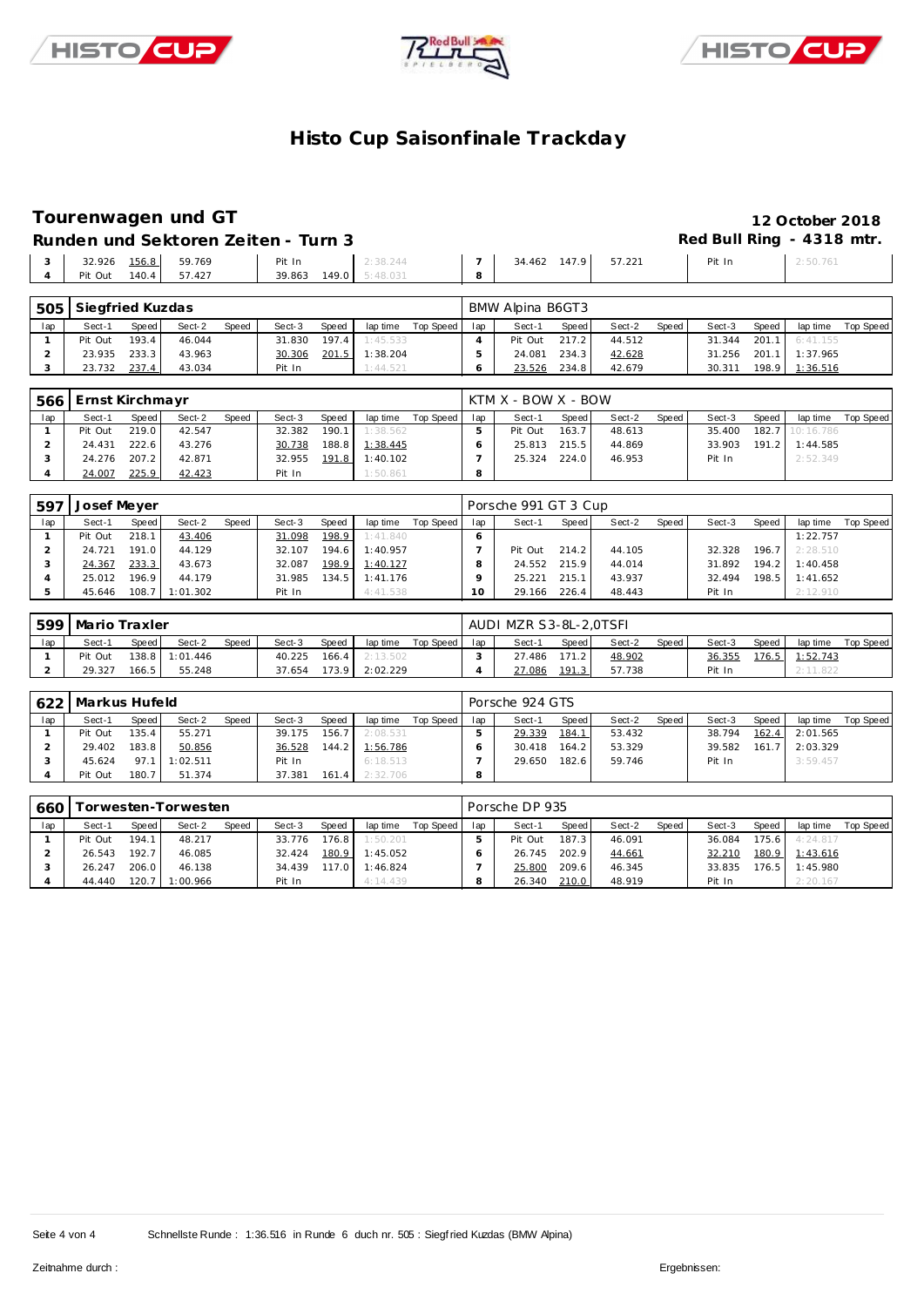# Histo Cup Saisonfinale Trackday

## Tourenwagen und GT

**Runden und Sektoren Zeiten - Turn 3**

12 October 2018

Red Bull Ring - 4318 mtr.

| lap | Sect-1 | Speed | Sect-2 | Speed | Sect-3 | Speed | lap time | Top Speed | lap | Sect-1 | Speed | Sect-2 | Speed | Sect-3 | Speed | lap time | Top Speed |
|---|---|---|---|---|---|---|---|---|---|---|---|---|---|---|---|---|---|
| 3 | 32.926 | 156.8 | 59.769 | | Pit In | | 2:38.244 | | 7 | 34.462 | 147.9 | 57.221 | | Pit In | | 2:50.761 | |
| 4 | Pit Out | 140.4 | 57.427 | | 39.863 | 149.0 | 5:48.031 | | 8 | | | | | | | | |

**505 Siegfried Kuzdas** — BMW Alpina B6GT3

| lap | Sect-1 | Speed | Sect-2 | Speed | Sect-3 | Speed | lap time | Top Speed | lap | Sect-1 | Speed | Sect-2 | Speed | Sect-3 | Speed | lap time | Top Speed |
|---|---|---|---|---|---|---|---|---|---|---|---|---|---|---|---|---|---|
| 1 | Pit Out | 193.4 | 46.044 | | 31.830 | 197.4 | 1:45.533 | | 4 | Pit Out | 217.2 | 44.512 | | 31.344 | 201.1 | 6:41.155 | |
| 2 | 23.935 | 233.3 | 43.963 | | 30.306 | 201.5 | 1:38.204 | | 5 | 24.081 | 234.3 | 42.628 | | 31.256 | 201.1 | 1:37.965 | |
| 3 | 23.732 | 237.4 | 43.034 | | Pit In | | 1:44.521 | | 6 | 23.526 | 234.8 | 42.679 | | 30.311 | 198.9 | 1:36.516 | |

**566 Ernst Kirchmayr** — KTM X - BOW X - BOW

| lap | Sect-1 | Speed | Sect-2 | Speed | Sect-3 | Speed | lap time | Top Speed | lap | Sect-1 | Speed | Sect-2 | Speed | Sect-3 | Speed | lap time | Top Speed |
|---|---|---|---|---|---|---|---|---|---|---|---|---|---|---|---|---|---|
| 1 | Pit Out | 219.0 | 42.547 | | 32.382 | 190.1 | 1:38.562 | | 5 | Pit Out | 163.7 | 48.613 | | 35.400 | 182.7 | 10:16.786 | |
| 2 | 24.431 | 222.6 | 43.276 | | 30.738 | 188.8 | 1:38.445 | | 6 | 25.813 | 215.5 | 44.869 | | 33.903 | 191.2 | 1:44.585 | |
| 3 | 24.276 | 207.2 | 42.871 | | 32.955 | 191.8 | 1:40.102 | | 7 | 25.324 | 224.0 | 46.953 | | Pit In | | 2:52.349 | |
| 4 | 24.007 | 225.9 | 42.423 | | Pit In | | 1:50.861 | | 8 | | | | | | | | |

**597 Josef Meyer** — Porsche 991 GT 3 Cup

| lap | Sect-1 | Speed | Sect-2 | Speed | Sect-3 | Speed | lap time | Top Speed | lap | Sect-1 | Speed | Sect-2 | Speed | Sect-3 | Speed | lap time | Top Speed |
|---|---|---|---|---|---|---|---|---|---|---|---|---|---|---|---|---|---|
| 1 | Pit Out | 218.1 | 43.406 | | 31.098 | 198.9 | 1:41.840 | | 6 | | | | | | | 1:22.757 | |
| 2 | 24.721 | 191.0 | 44.129 | | 32.107 | 194.6 | 1:40.957 | | 7 | Pit Out | 214.2 | 44.105 | | 32.328 | 196.7 | 2:28.510 | |
| 3 | 24.367 | 233.3 | 43.673 | | 32.087 | 198.9 | 1:40.127 | | 8 | 24.552 | 215.9 | 44.014 | | 31.892 | 194.2 | 1:40.458 | |
| 4 | 25.012 | 196.9 | 44.179 | | 31.985 | 134.5 | 1:41.176 | | 9 | 25.221 | 215.1 | 43.937 | | 32.494 | 198.5 | 1:41.652 | |
| 5 | 45.646 | 108.7 | 1:01.302 | | Pit In | | 4:41.538 | | 10 | 29.166 | 226.4 | 48.443 | | Pit In | | 2:12.910 | |

**599 Mario Traxler** — AUDI MZR S3-8L-2,0TSFI

| lap | Sect-1 | Speed | Sect-2 | Speed | Sect-3 | Speed | lap time | Top Speed | lap | Sect-1 | Speed | Sect-2 | Speed | Sect-3 | Speed | lap time | Top Speed |
|---|---|---|---|---|---|---|---|---|---|---|---|---|---|---|---|---|---|
| 1 | Pit Out | 138.8 | 1:01.446 | | 40.225 | 166.4 | 2:13.502 | | 3 | 27.486 | 171.2 | 48.902 | | 36.355 | 176.5 | 1:52.743 | |
| 2 | 29.327 | 166.5 | 55.248 | | 37.654 | 173.9 | 2:02.229 | | 4 | 27.086 | 191.3 | 57.738 | | Pit In | | 2:11.822 | |

**622 Markus Hufeld** — Porsche 924 GTS

| lap | Sect-1 | Speed | Sect-2 | Speed | Sect-3 | Speed | lap time | Top Speed | lap | Sect-1 | Speed | Sect-2 | Speed | Sect-3 | Speed | lap time | Top Speed |
|---|---|---|---|---|---|---|---|---|---|---|---|---|---|---|---|---|---|
| 1 | Pit Out | 135.4 | 55.271 | | 39.175 | 156.7 | 2:08.531 | | 5 | 29.339 | 184.1 | 53.432 | | 38.794 | 162.4 | 2:01.565 | |
| 2 | 29.402 | 183.8 | 50.856 | | 36.528 | 144.2 | 1:56.786 | | 6 | 30.418 | 164.2 | 53.329 | | 39.582 | 161.7 | 2:03.329 | |
| 3 | 45.624 | 97.1 | 1:02.511 | | Pit In | | 6:18.513 | | 7 | 29.650 | 182.6 | 59.746 | | Pit In | | 3:59.457 | |
| 4 | Pit Out | 180.7 | 51.374 | | 37.381 | 161.4 | 2:32.706 | | 8 | | | | | | | | |

**660 Torwesten-Torwesten** — Porsche DP 935

| lap | Sect-1 | Speed | Sect-2 | Speed | Sect-3 | Speed | lap time | Top Speed | lap | Sect-1 | Speed | Sect-2 | Speed | Sect-3 | Speed | lap time | Top Speed |
|---|---|---|---|---|---|---|---|---|---|---|---|---|---|---|---|---|---|
| 1 | Pit Out | 194.1 | 48.217 | | 33.776 | 176.8 | 1:50.201 | | 5 | Pit Out | 187.3 | 46.091 | | 36.084 | 175.6 | 4:24.817 | |
| 2 | 26.543 | 192.7 | 46.085 | | 32.424 | 180.9 | 1:45.052 | | 6 | 26.745 | 202.9 | 44.661 | | 32.210 | 180.9 | 1:43.616 | |
| 3 | 26.247 | 206.0 | 46.138 | | 34.439 | 117.0 | 1:46.824 | | 7 | 25.800 | 209.6 | 46.345 | | 33.835 | 176.5 | 1:45.980 | |
| 4 | 44.440 | 120.7 | 1:00.966 | | Pit In | | 4:14.439 | | 8 | 26.340 | 210.0 | 48.919 | | Pit In | | 2:20.167 | |

Schnellste Runde : 1:36.516 in Runde 6 duch nr. 505 : Siegfried Kuzdas (BMW Alpina)

Zeitnahme durch :

Ergebnissen: